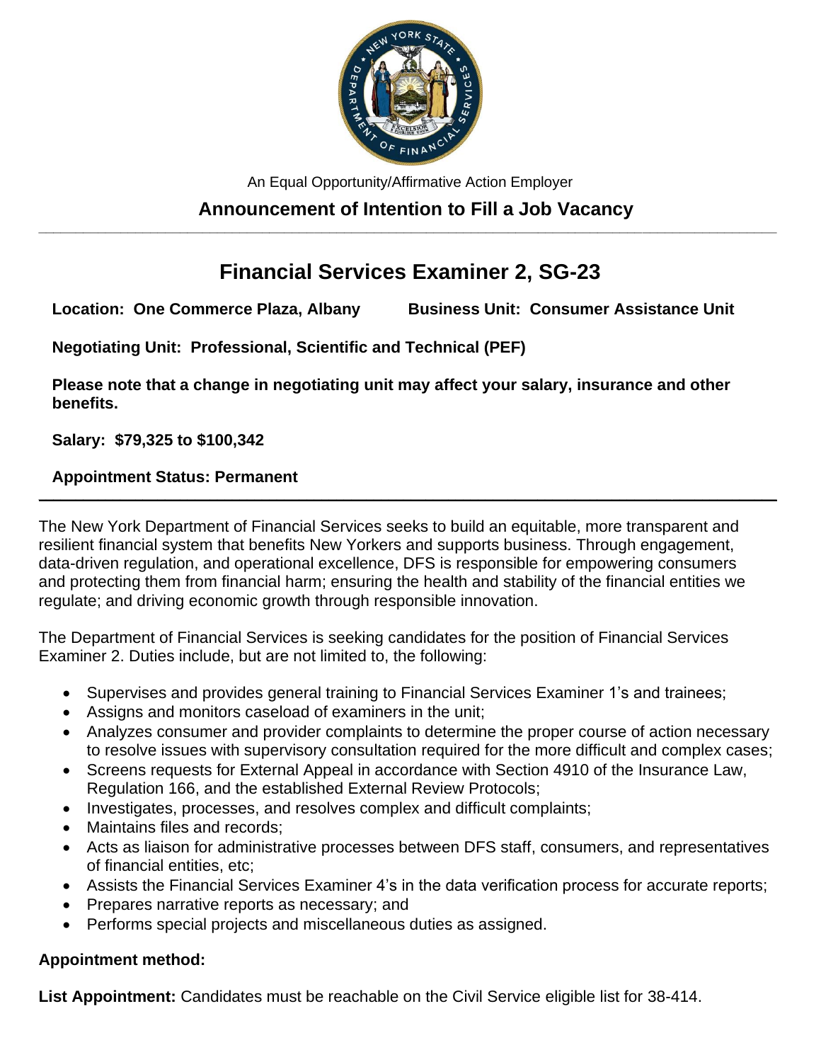An Equal Opportunity/Affirmative Action Employer

## Announcement of Intention to Fill a Job Vacancy

---

# Financial Services Examiner 2, SG-23

**Location: One Commerce Plaza, Albany** **Business Unit: Consumer Assistance Unit**

**Negotiating Unit: Professional, Scientific and Technical (PEF)**

**Please note that a change in negotiating unit may affect your salary, insurance and other benefits.**

**Salary: $79,325 to $100,342**

**Appointment Status: Permanent**

---

The New York Department of Financial Services seeks to build an equitable, more transparent and resilient financial system that benefits New Yorkers and supports business. Through engagement, data-driven regulation, and operational excellence, DFS is responsible for empowering consumers and protecting them from financial harm; ensuring the health and stability of the financial entities we regulate; and driving economic growth through responsible innovation.

The Department of Financial Services is seeking candidates for the position of Financial Services Examiner 2. Duties include, but are not limited to, the following:

- Supervises and provides general training to Financial Services Examiner 1's and trainees;
- Assigns and monitors caseload of examiners in the unit;
- Analyzes consumer and provider complaints to determine the proper course of action necessary to resolve issues with supervisory consultation required for the more difficult and complex cases;
- Screens requests for External Appeal in accordance with Section 4910 of the Insurance Law, Regulation 166, and the established External Review Protocols;
- Investigates, processes, and resolves complex and difficult complaints;
- Maintains files and records;
- Acts as liaison for administrative processes between DFS staff, consumers, and representatives of financial entities, etc;
- Assists the Financial Services Examiner 4's in the data verification process for accurate reports;
- Prepares narrative reports as necessary; and
- Performs special projects and miscellaneous duties as assigned.

**Appointment method:**

**List Appointment:** Candidates must be reachable on the Civil Service eligible list for 38-414.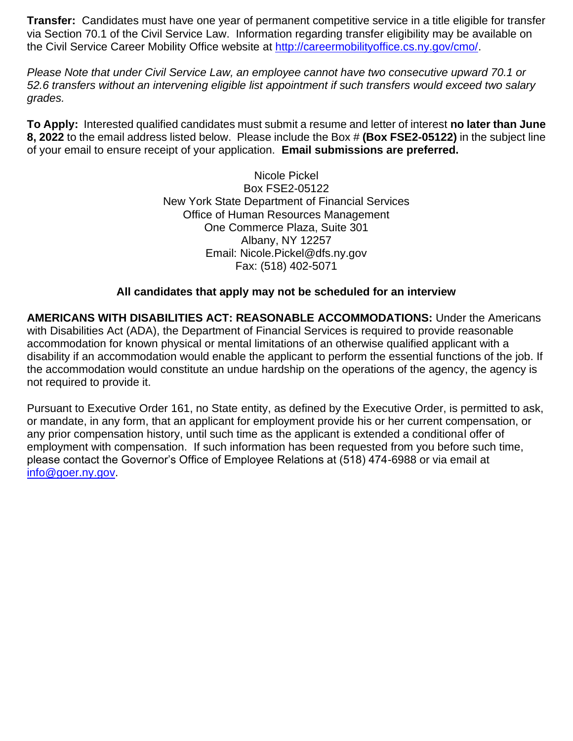**Transfer:** Candidates must have one year of permanent competitive service in a title eligible for transfer via Section 70.1 of the Civil Service Law. Information regarding transfer eligibility may be available on the Civil Service Career Mobility Office website at http://careermobilityoffice.cs.ny.gov/cmo/.

*Please Note that under Civil Service Law, an employee cannot have two consecutive upward 70.1 or 52.6 transfers without an intervening eligible list appointment if such transfers would exceed two salary grades.*

**To Apply:** Interested qualified candidates must submit a resume and letter of interest **no later than June 8, 2022** to the email address listed below. Please include the Box # **(Box FSE2-05122)** in the subject line of your email to ensure receipt of your application. **Email submissions are preferred.**

Nicole Pickel
Box FSE2-05122
New York State Department of Financial Services
Office of Human Resources Management
One Commerce Plaza, Suite 301
Albany, NY 12257
Email: Nicole.Pickel@dfs.ny.gov
Fax: (518) 402-5071

**All candidates that apply may not be scheduled for an interview**

**AMERICANS WITH DISABILITIES ACT: REASONABLE ACCOMMODATIONS:** Under the Americans with Disabilities Act (ADA), the Department of Financial Services is required to provide reasonable accommodation for known physical or mental limitations of an otherwise qualified applicant with a disability if an accommodation would enable the applicant to perform the essential functions of the job. If the accommodation would constitute an undue hardship on the operations of the agency, the agency is not required to provide it.

Pursuant to Executive Order 161, no State entity, as defined by the Executive Order, is permitted to ask, or mandate, in any form, that an applicant for employment provide his or her current compensation, or any prior compensation history, until such time as the applicant is extended a conditional offer of employment with compensation. If such information has been requested from you before such time, please contact the Governor's Office of Employee Relations at (518) 474-6988 or via email at info@goer.ny.gov.